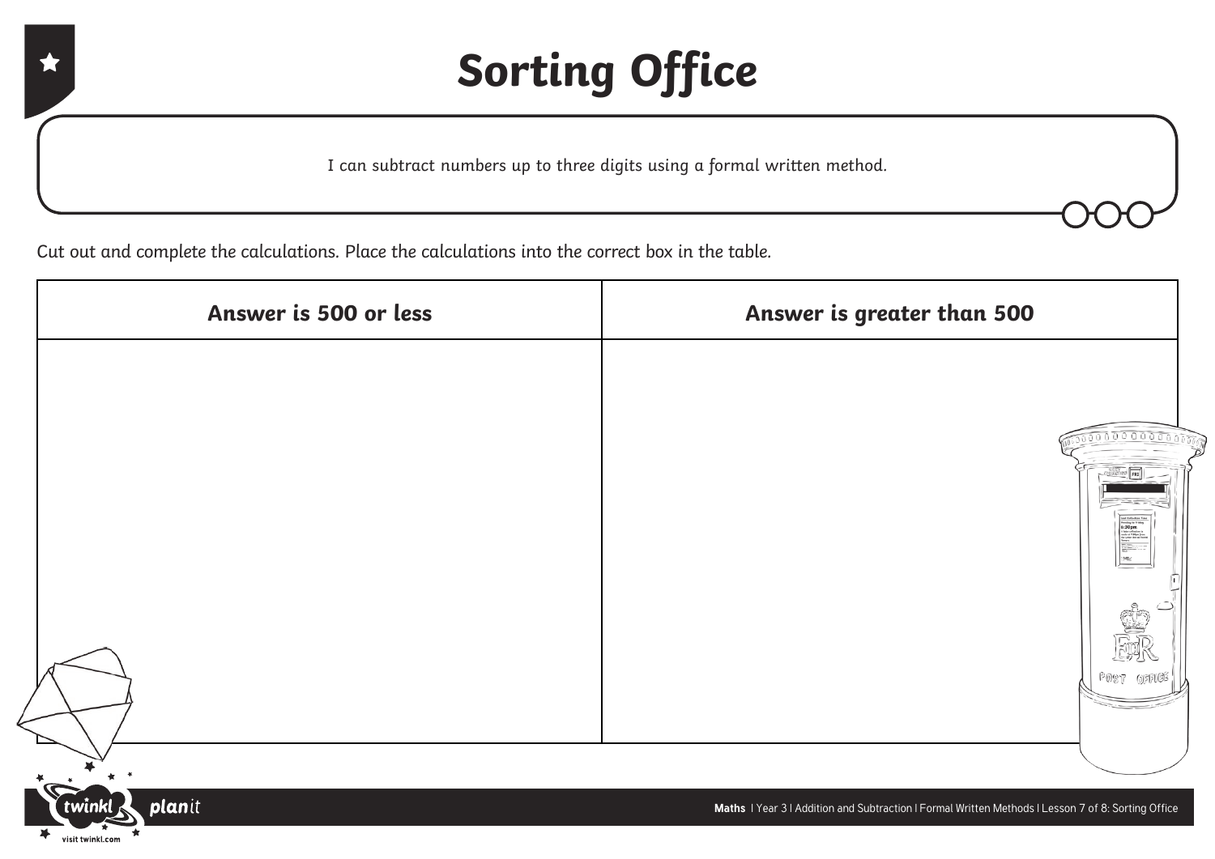# Sorting Office

I can subtract numbers up to three digits using a formal written method.

Cut out and complete the calculations. Place the calculations into the correct box in the table.

| Answer is 500 or less | Answer is greater than 500 |
| --- | --- |
| | |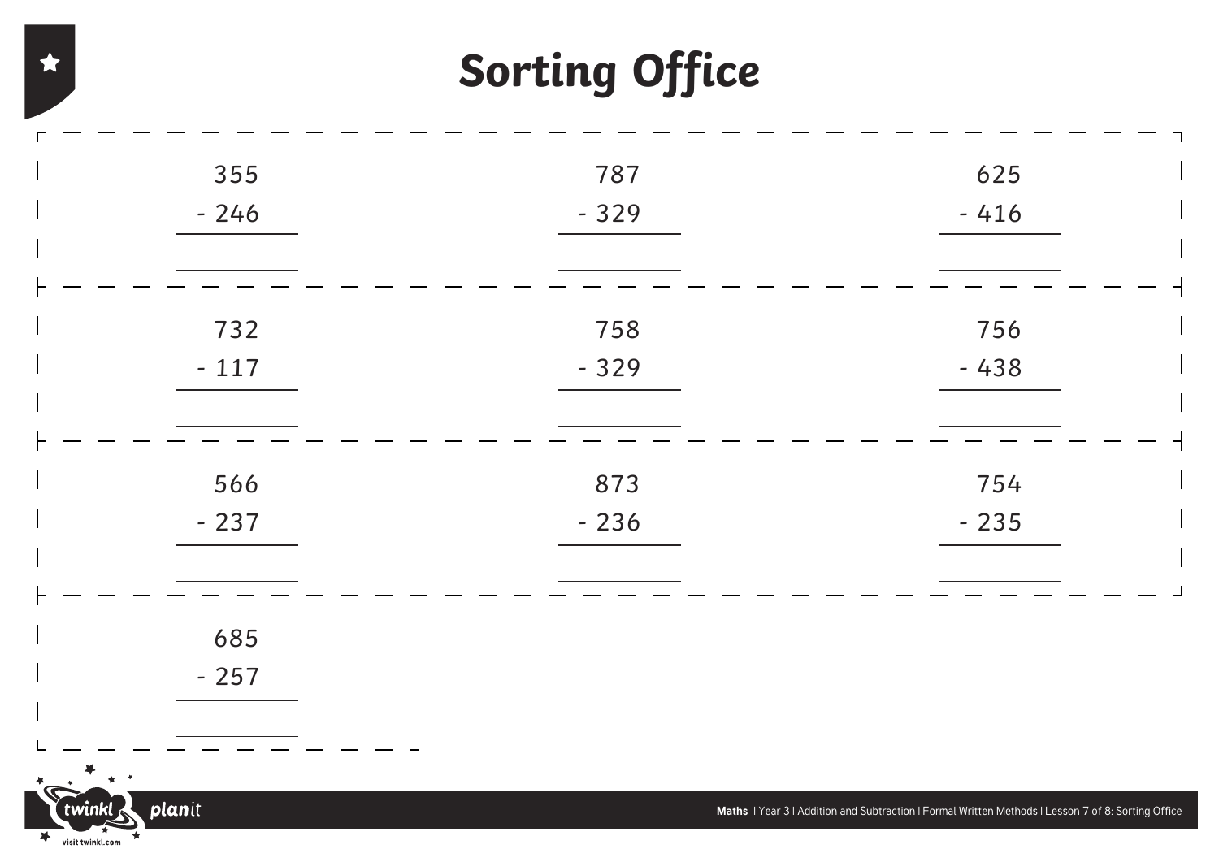# Sorting Office

$$\begin{array}{r} 355 \\ -\ 246 \\ \hline \\ \hline \end{array}$$

$$\begin{array}{r} 787 \\ -\ 329 \\ \hline \\ \hline \end{array}$$

$$\begin{array}{r} 625 \\ -\ 416 \\ \hline \\ \hline \end{array}$$

$$\begin{array}{r} 732 \\ -\ 117 \\ \hline \\ \hline \end{array}$$

$$\begin{array}{r} 758 \\ -\ 329 \\ \hline \\ \hline \end{array}$$

$$\begin{array}{r} 756 \\ -\ 438 \\ \hline \\ \hline \end{array}$$

$$\begin{array}{r} 566 \\ -\ 237 \\ \hline \\ \hline \end{array}$$

$$\begin{array}{r} 873 \\ -\ 236 \\ \hline \\ \hline \end{array}$$

$$\begin{array}{r} 754 \\ -\ 235 \\ \hline \\ \hline \end{array}$$

$$\begin{array}{r} 685 \\ -\ 257 \\ \hline \\ \hline \end{array}$$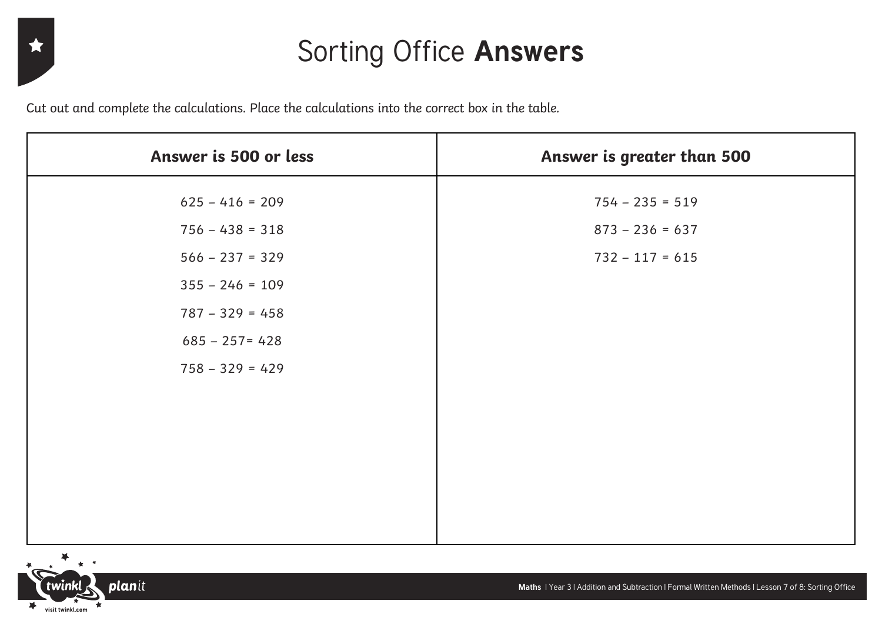# Sorting Office **Answers**

*Cut out and complete the calculations. Place the calculations into the correct box in the table.*

| Answer is 500 or less | Answer is greater than 500 |
| --- | --- |
| 625 – 416 = 209 | 754 – 235 = 519 |
| 756 – 438 = 318 | 873 – 236 = 637 |
| 566 – 237 = 329 | 732 – 117 = 615 |
| 355 – 246 = 109 | |
| 787 – 329 = 458 | |
| 685 – 257= 428 | |
| 758 – 329 = 429 | |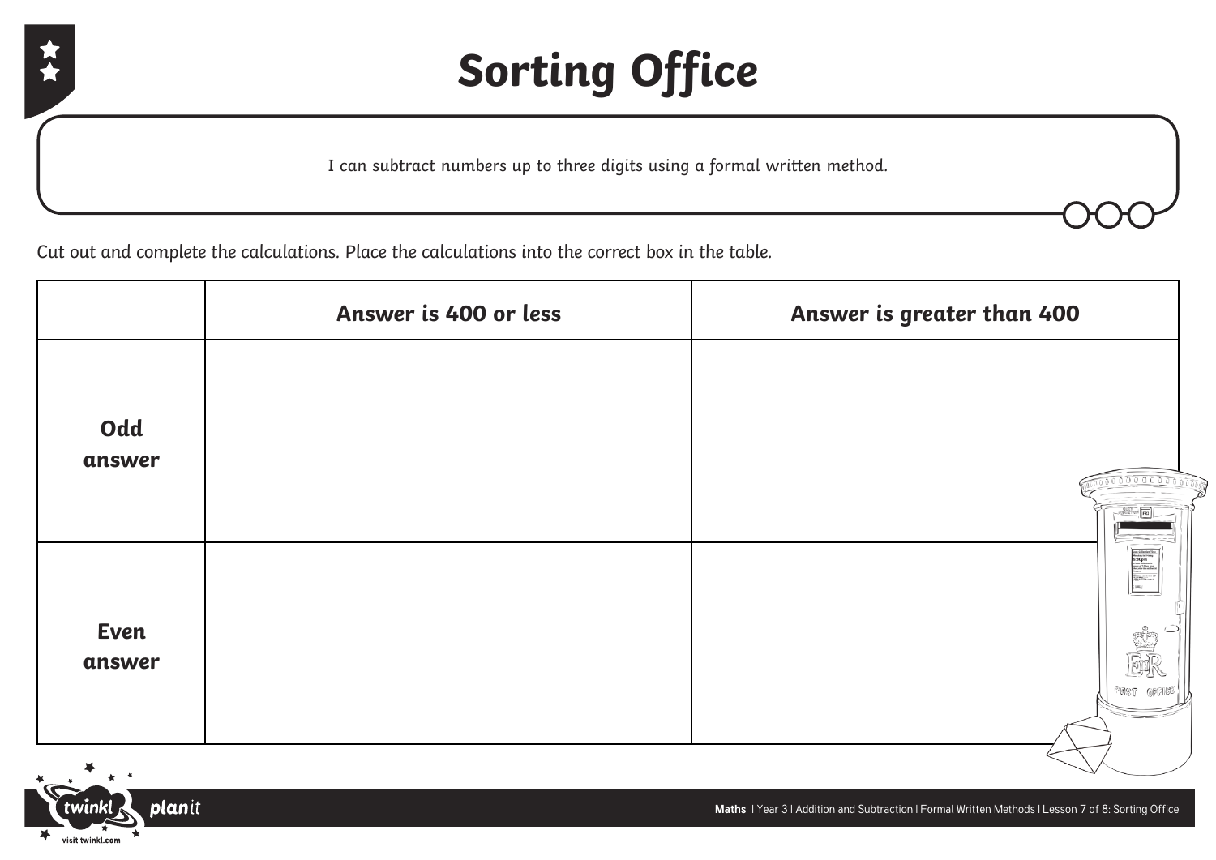# Sorting Office

I can subtract numbers up to three digits using a formal written method.

Cut out and complete the calculations. Place the calculations into the correct box in the table.

| | Answer is 400 or less | Answer is greater than 400 |
|---|---|---|
| **Odd answer** | | |
| **Even answer** | | |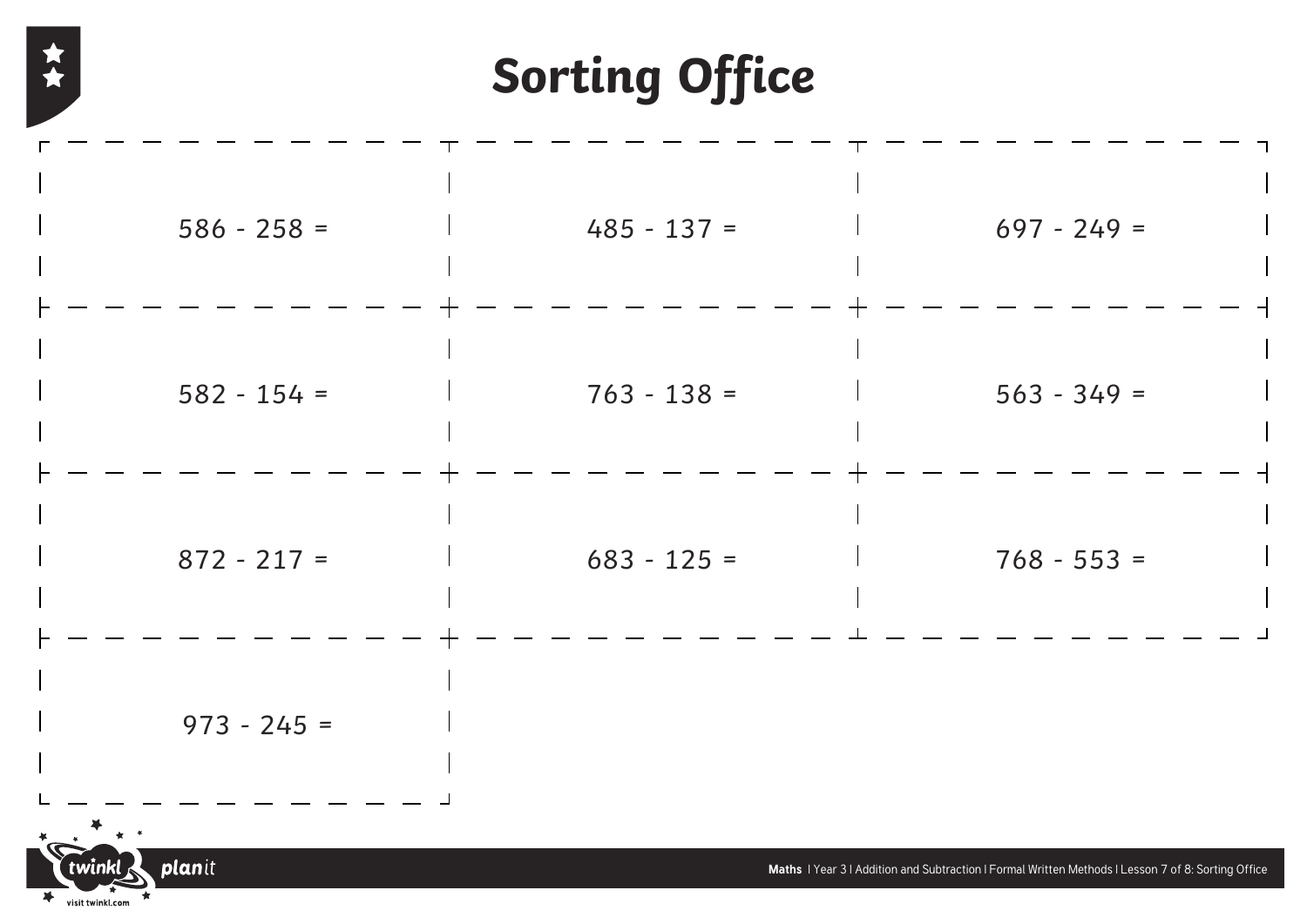# Sorting Office

| | | |
|---|---|---|
| 586 - 258 = | 485 - 137 = | 697 - 249 = |
| 582 - 154 = | 763 - 138 = | 563 - 349 = |
| 872 - 217 = | 683 - 125 = | 768 - 553 = |
| 973 - 245 = | | |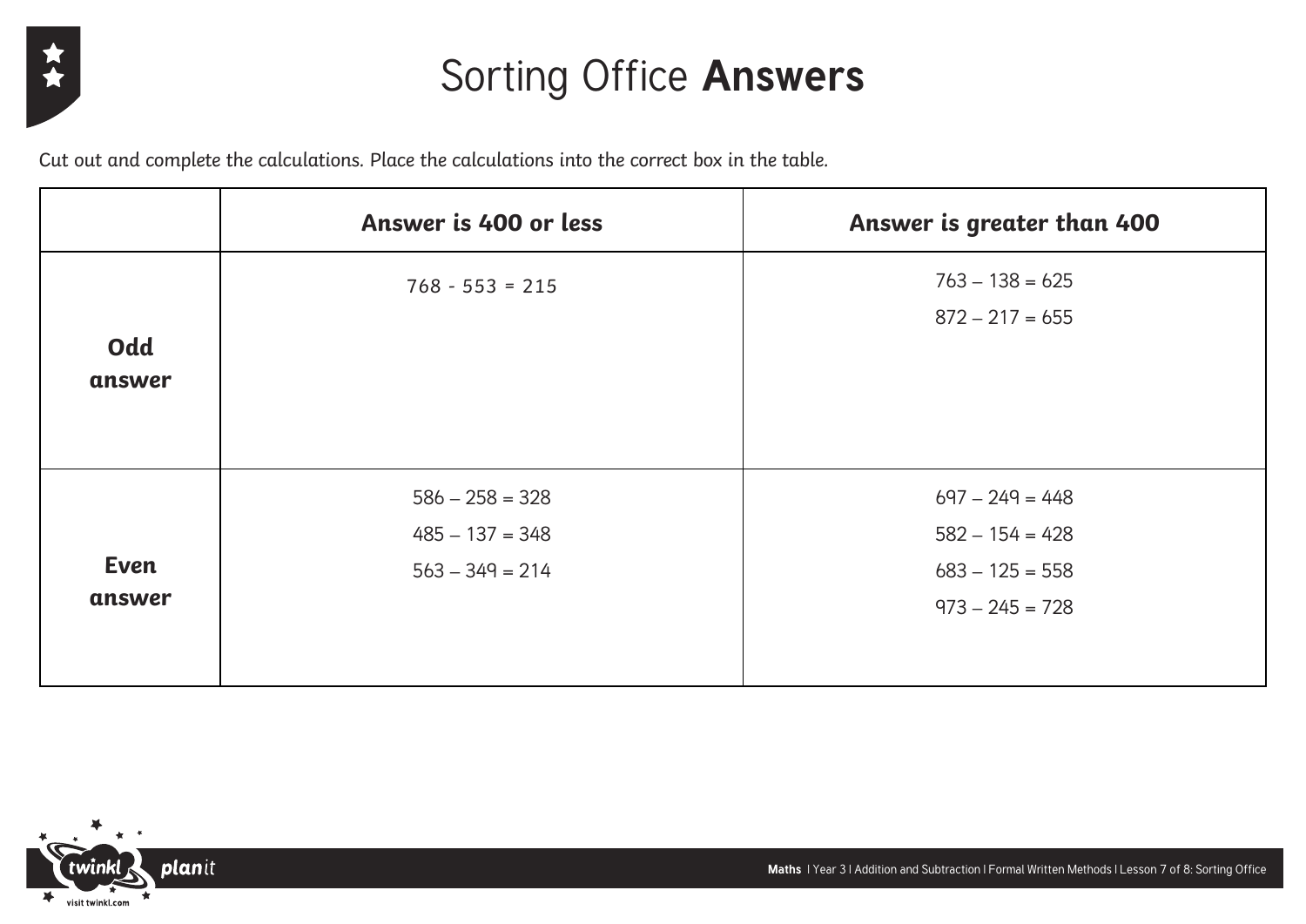# Sorting Office **Answers**

*Cut out and complete the calculations. Place the calculations into the correct box in the table.*

| | **Answer is 400 or less** | **Answer is greater than 400** |
|---|---|---|
| **Odd answer** | 768 - 553 = 215 | 763 – 138 = 625<br>872 – 217 = 655 |
| **Even answer** | 586 – 258 = 328<br>485 – 137 = 348<br>563 – 349 = 214 | 697 – 249 = 448<br>582 – 154 = 428<br>683 – 125 = 558<br>973 – 245 = 728 |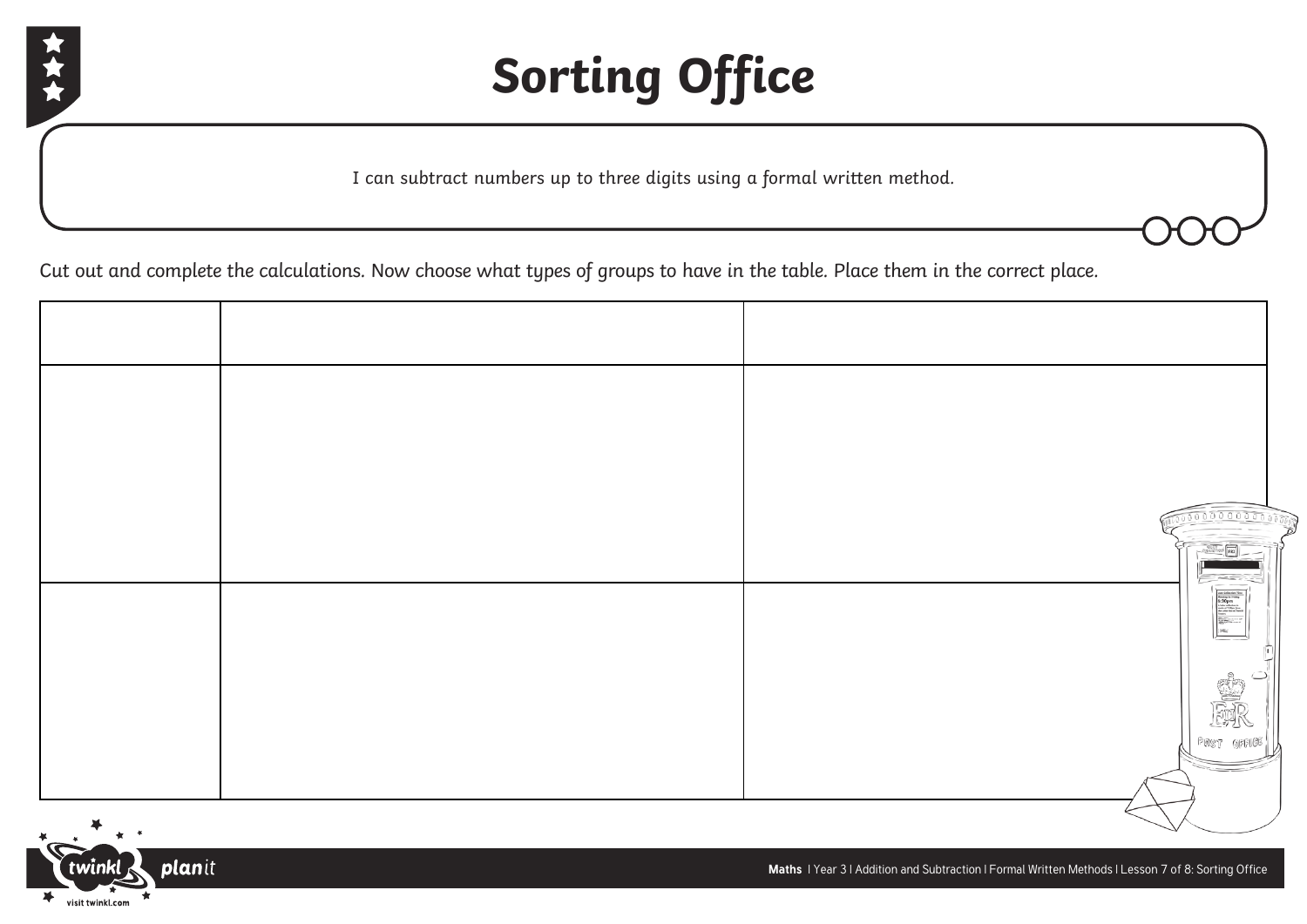# Sorting Office

I can subtract numbers up to three digits using a formal written method.

Cut out and complete the calculations. Now choose what types of groups to have in the table. Place them in the correct place.

| | | |
|---|---|---|
| | | |
| | | |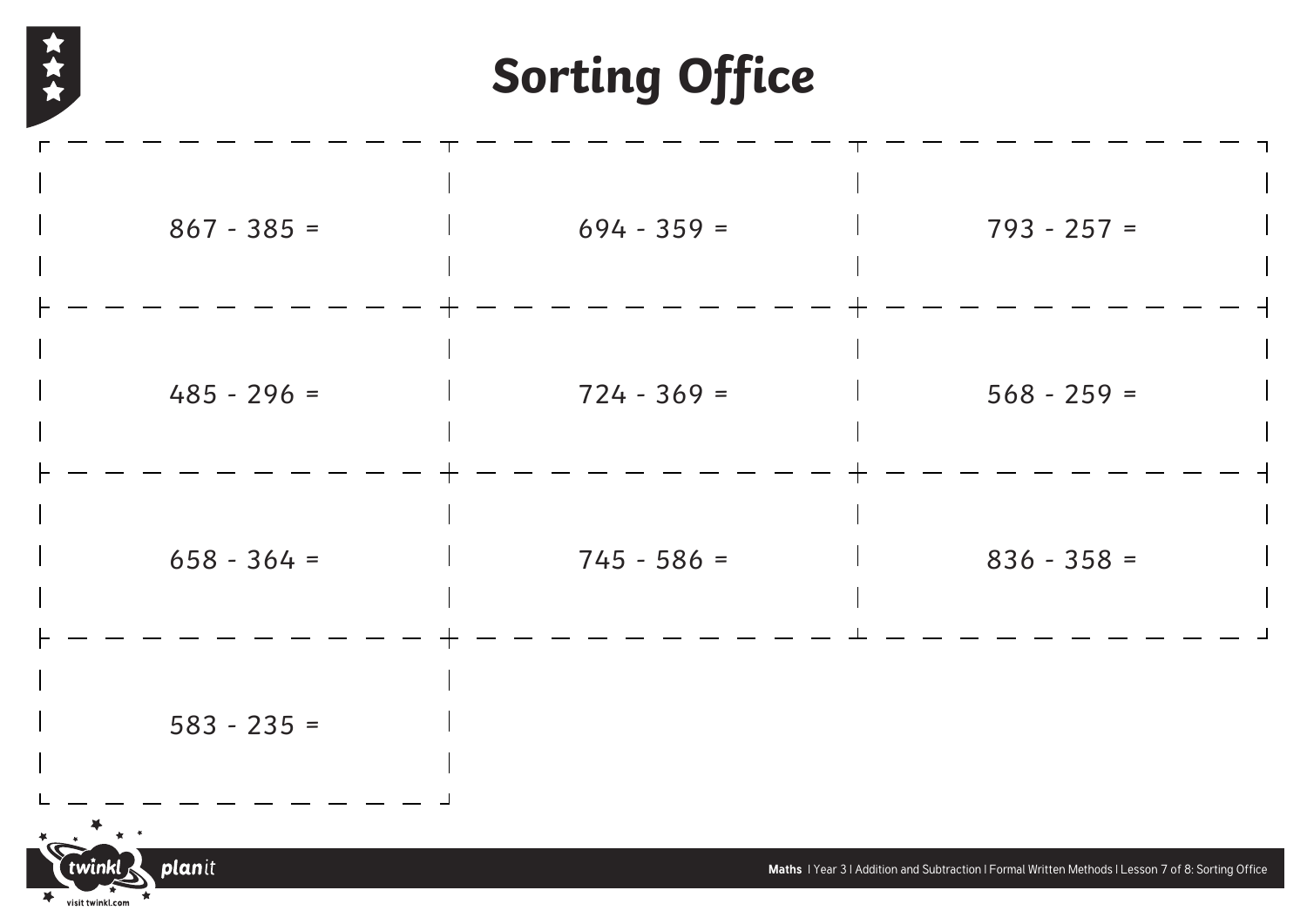# Sorting Office

| | | |
|---|---|---|
| 867 - 385 = | 694 - 359 = | 793 - 257 = |
| 485 - 296 = | 724 - 369 = | 568 - 259 = |
| 658 - 364 = | 745 - 586 = | 836 - 358 = |
| 583 - 235 = | | |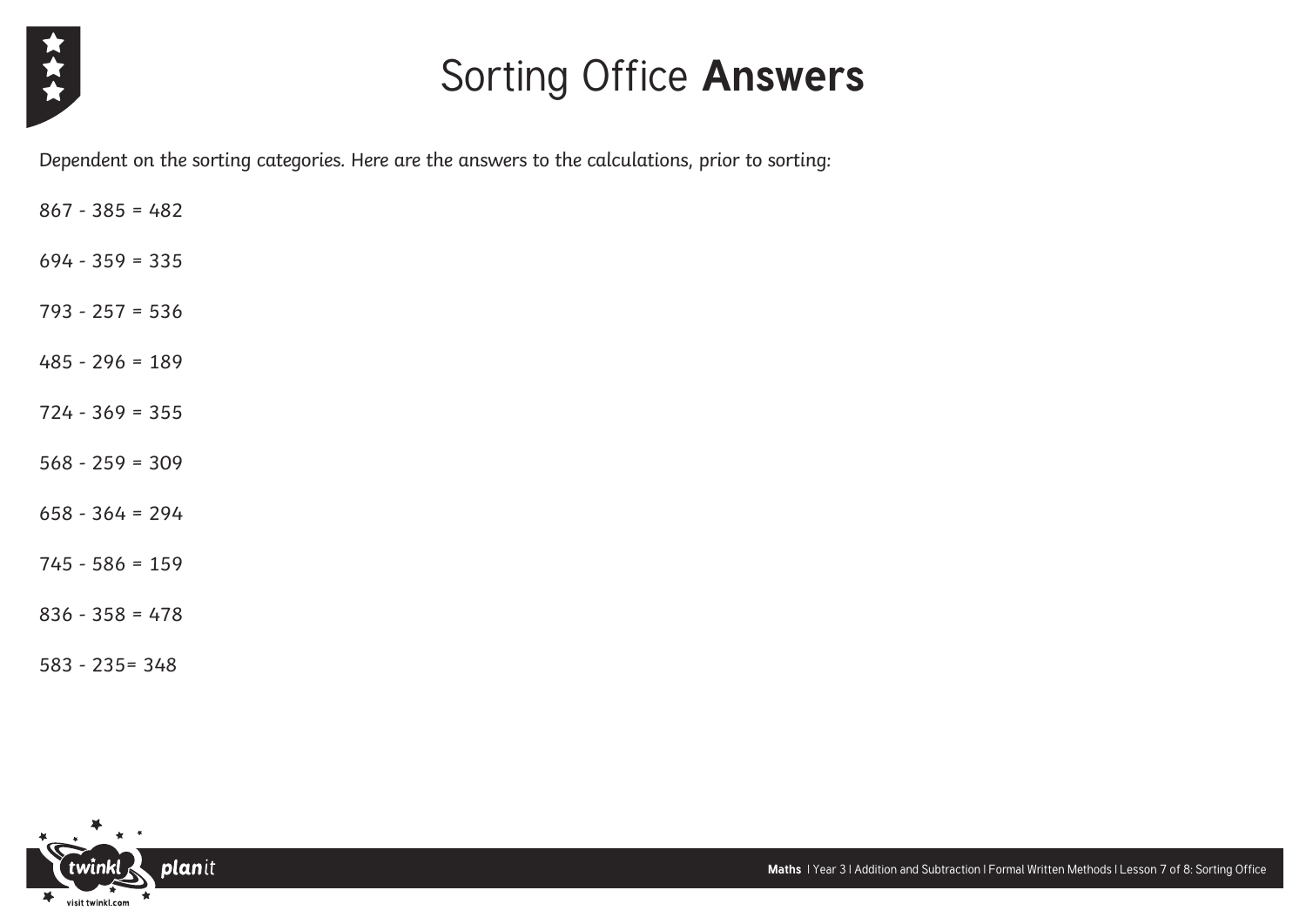# Sorting Office **Answers**

*Dependent on the sorting categories. Here are the answers to the calculations, prior to sorting:*

867 - 385 = 482

694 - 359 = 335

793 - 257 = 536

485 - 296 = 189

724 - 369 = 355

568 - 259 = 309

658 - 364 = 294

745 - 586 = 159

836 - 358 = 478

583 - 235= 348